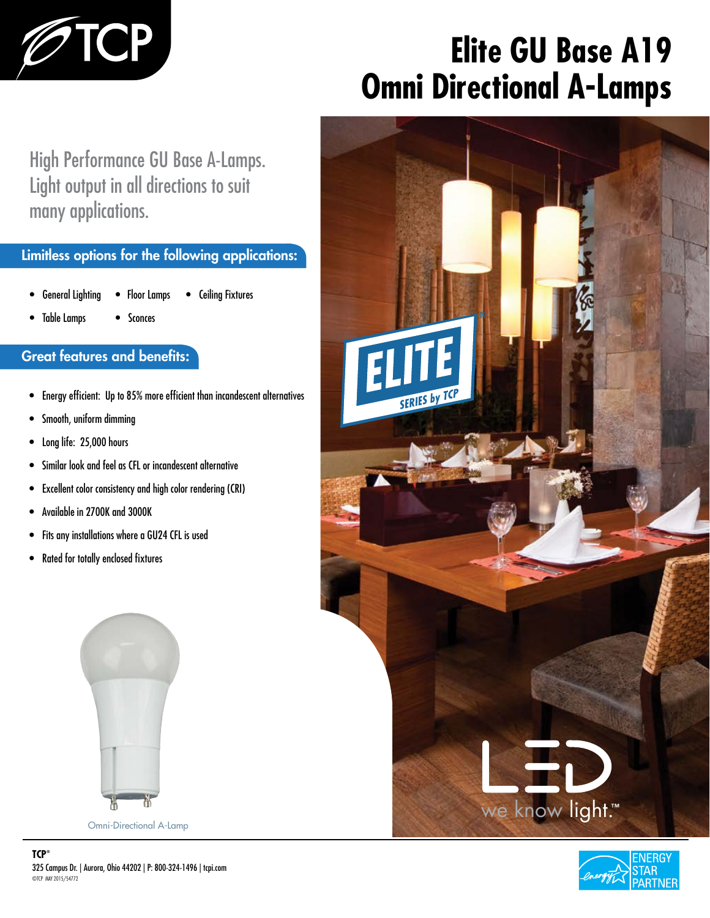# Elite GU Base A19 Omni Directional A-Lamps

High Performance GU Base A-Lamps. Light output in all directions to suit many applications.

## Limitless options for the following applications:

- General Lighting
- Floor Lamps
- Ceiling Fixtures
- Table Lamps
- Sconces

## Great features and benefits:

- Energy efficient: Up to 85% more efficient than incandescent alternatives
- Smooth, uniform dimming
- Long life: 25,000 hours
- Similar look and feel as CFL or incandescent alternative
- Excellent color consistency and high color rendering (CRI)
- Available in 2700K and 3000K
- Fits any installations where a GU24 CFL is used
- Rated for totally enclosed fixtures

Omni-Directional A-Lamp

LED we know light.™

**TCP**®
325 Campus Dr. | Aurora, Ohio 44202 | P: 800-324-1496 | tcpi.com
©TCP MAY 2015/54772

ENERGY STAR PARTNER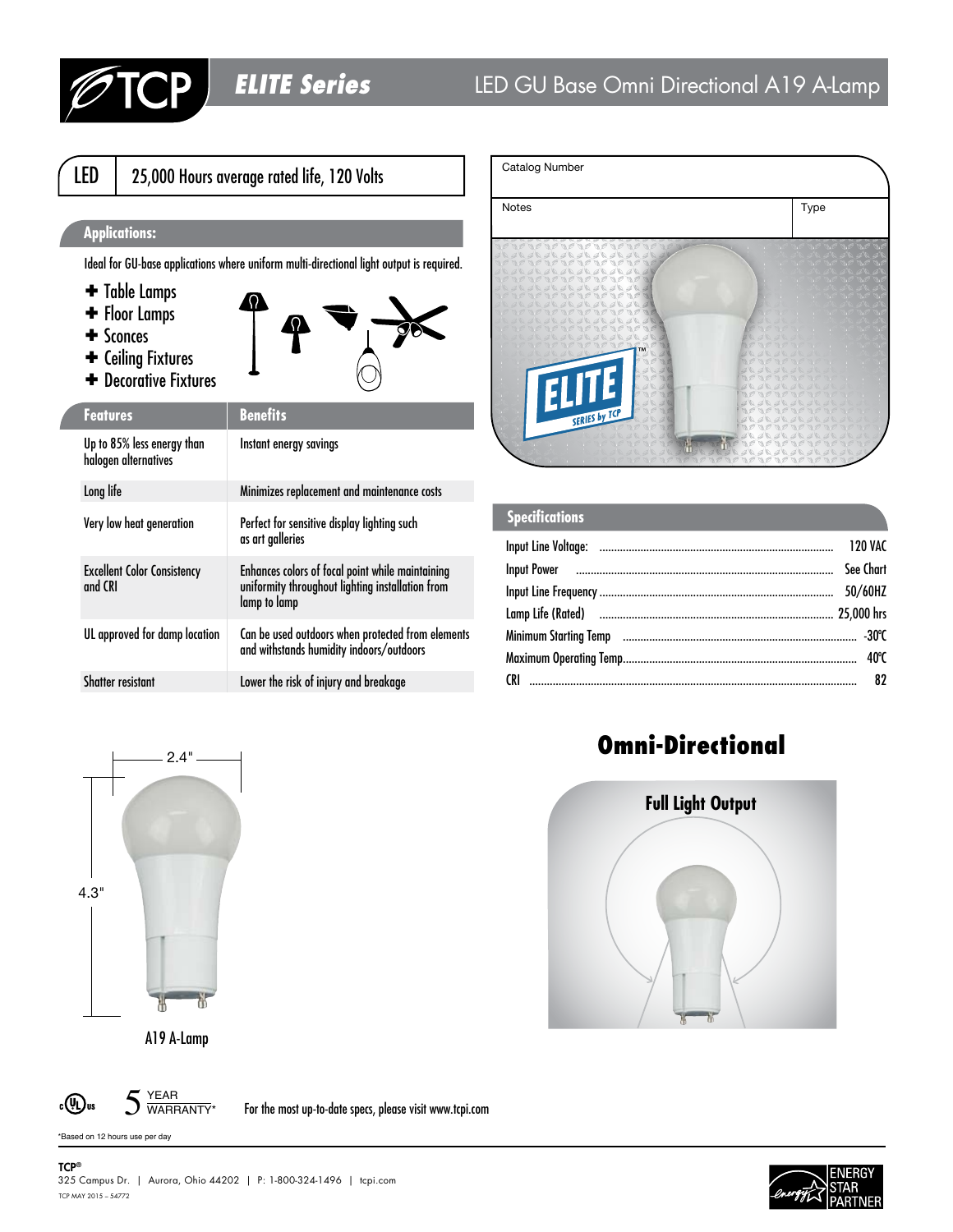# TCP ELITE Series — LED GU Base Omni Directional A19 A-Lamp

| LED | 25,000 Hours average rated life, 120 Volts |
|---|---|

| Catalog Number | |
|---|---|
| Notes | Type |

## Applications:

Ideal for GU-base applications where uniform multi-directional light output is required.

- Table Lamps
- Floor Lamps
- Sconces
- Ceiling Fixtures
- Decorative Fixtures

| Features | Benefits |
|---|---|
| Up to 85% less energy than halogen alternatives | Instant energy savings |
| Long life | Minimizes replacement and maintenance costs |
| Very low heat generation | Perfect for sensitive display lighting such as art galleries |
| Excellent Color Consistency and CRI | Enhances colors of focal point while maintaining uniformity throughout lighting installation from lamp to lamp |
| UL approved for damp location | Can be used outdoors when protected from elements and withstands humidity indoors/outdoors |
| Shatter resistant | Lower the risk of injury and breakage |

## Specifications

| | |
|---|---|
| Input Line Voltage: | 120 VAC |
| Input Power | See Chart |
| Input Line Frequency | 50/60HZ |
| Lamp Life (Rated) | 25,000 hrs |
| Minimum Starting Temp | -30ºC |
| Maximum Operating Temp. | 40ºC |
| CRI | 82 |

2.4"

4.3"

A19 A-Lamp

## Omni-Directional

Full Light Output

5 YEAR WARRANTY*

For the most up-to-date specs, please visit www.tcpi.com

*Based on 12 hours use per day

TCP®
325 Campus Dr. | Aurora, Ohio 44202 | P: 1-800-324-1496 | tcpi.com
TCP MAY 2015 – 54772

ENERGY STAR PARTNER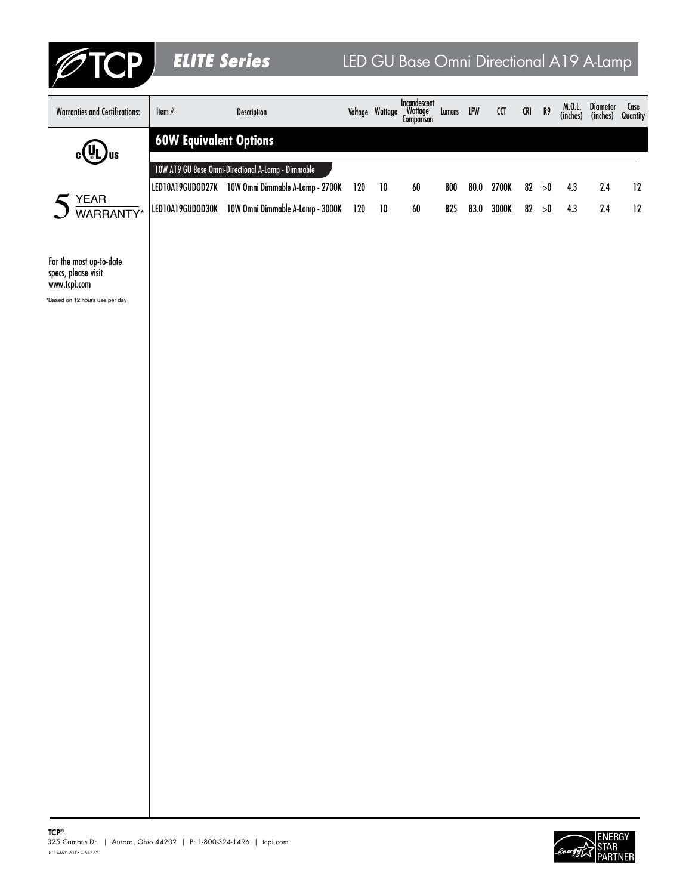# TCP ELITE Series — LED GU Base Omni Directional A19 A-Lamp

| Warranties and Certifications: | Item # | Description | Voltage | Wattage | Incandescent Wattage Comparison | Lumens | LPW | CCT | CRI | R9 | M.O.L. (inches) | Diameter (inches) | Case Quantity |
|---|---|---|---|---|---|---|---|---|---|---|---|---|---|
| | **60W Equivalent Options** | | | | | | | | | | | | |
| | 10W A19 GU Base Omni-Directional A-Lamp - Dimmable | | | | | | | | | | | | |
| | LED10A19GUDOD27K | 10W Omni Dimmable A-Lamp - 2700K | 120 | 10 | 60 | 800 | 80.0 | 2700K | 82 | >0 | 4.3 | 2.4 | 12 |
| | LED10A19GUDOD30K | 10W Omni Dimmable A-Lamp - 3000K | 120 | 10 | 60 | 825 | 83.0 | 3000K | 82 | >0 | 4.3 | 2.4 | 12 |

c UL us

5 YEAR WARRANTY*

For the most up-to-date specs, please visit www.tcpi.com

*Based on 12 hours use per day

TCP®
325 Campus Dr. | Aurora, Ohio 44202 | P: 1-800-324-1496 | tcpi.com
TCP MAY 2015 – 54772

ENERGY STAR PARTNER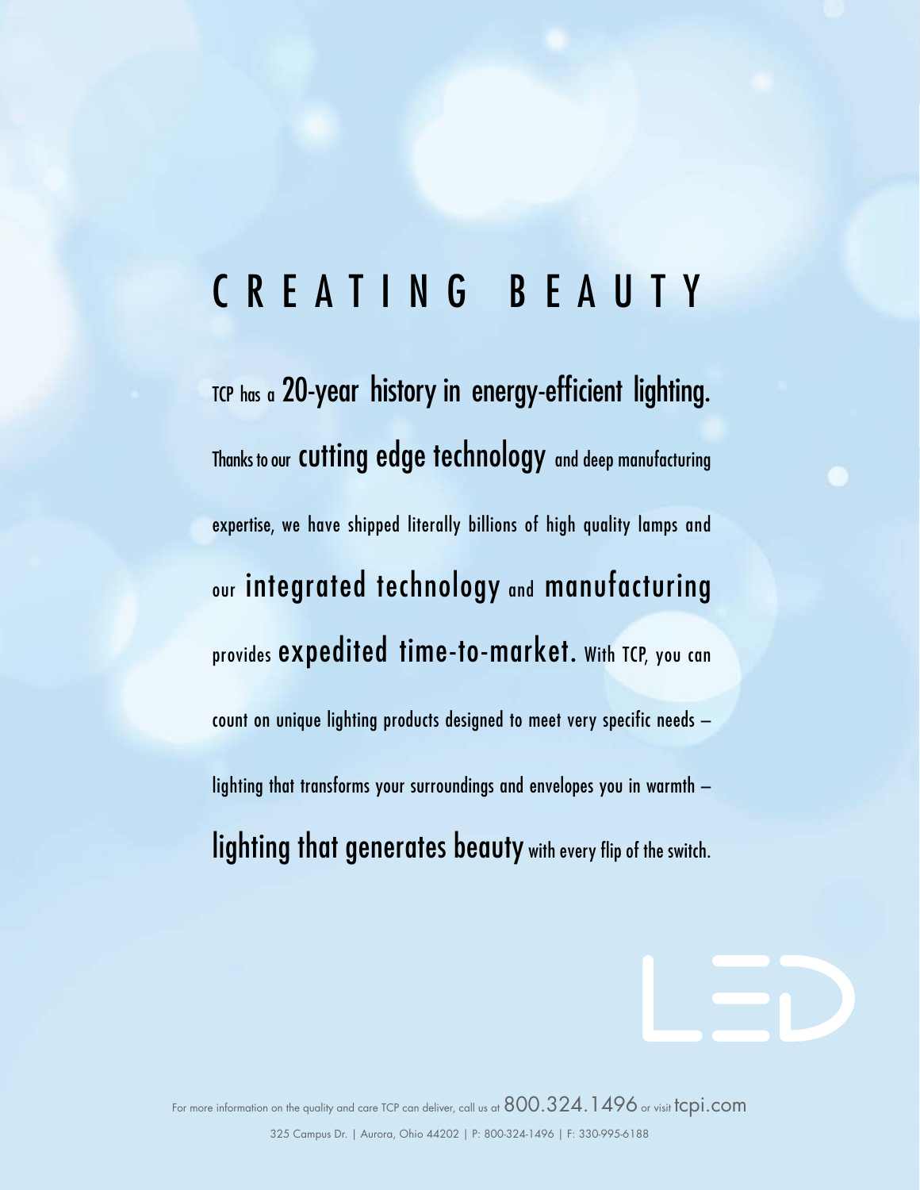# CREATING BEAUTY

TCP has a 20-year history in energy-efficient lighting. Thanks to our cutting edge technology and deep manufacturing expertise, we have shipped literally billions of high quality lamps and our integrated technology and manufacturing provides expedited time-to-market. With TCP, you can count on unique lighting products designed to meet very specific needs – lighting that transforms your surroundings and envelopes you in warmth – lighting that generates beauty with every flip of the switch.

LED

For more information on the quality and care TCP can deliver, call us at 800.324.1496 or visit tcpi.com

325 Campus Dr. | Aurora, Ohio 44202 | P: 800-324-1496 | F: 330-995-6188